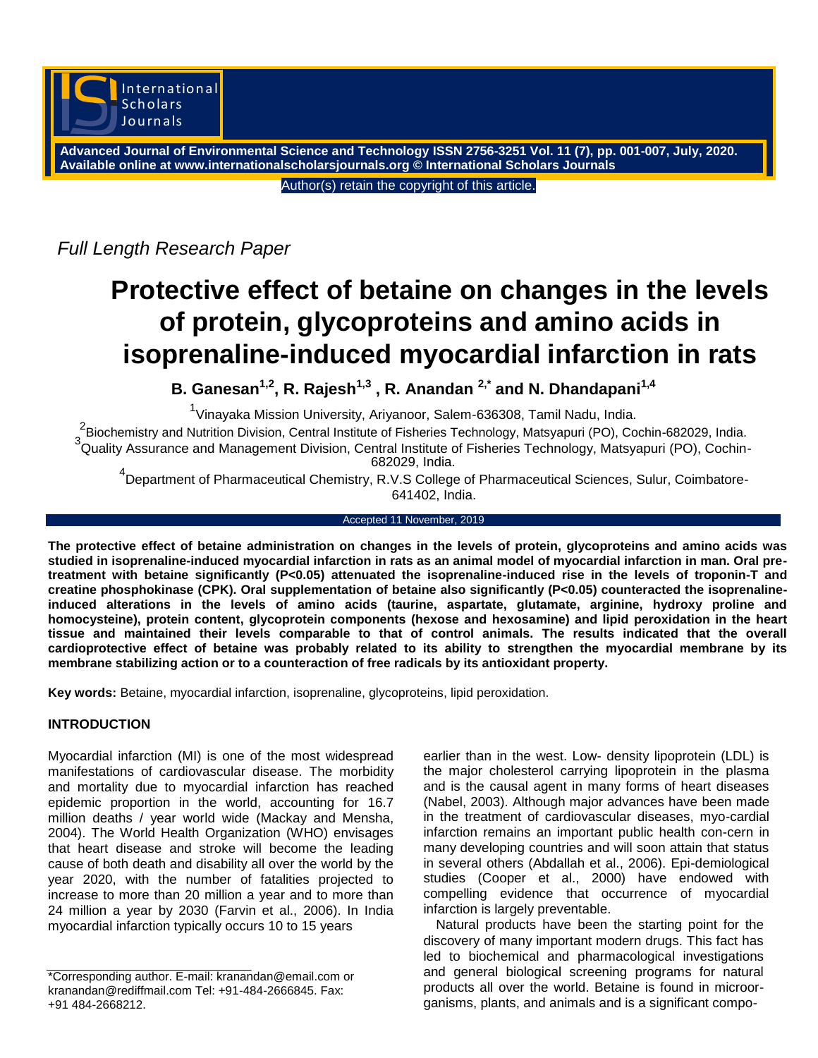*Full Length Research Paper*

# Protective effect of betaine on changes in the levels of protein, glycoproteins and amino acids in isoprenaline-induced myocardial infarction in rats

**B. Ganesan[1,2], R. Rajesh[1,3], R. Anandan[2,*] and N. Dhandapani[1,4]**

[1]Vinayaka Mission University, Ariyanoor, Salem-636308, Tamil Nadu, India.

[2]Biochemistry and Nutrition Division, Central Institute of Fisheries Technology, Matsyapuri (PO), Cochin-682029, India.

[3]Quality Assurance and Management Division, Central Institute of Fisheries Technology, Matsyapuri (PO), Cochin-682029, India.

[4]Department of Pharmaceutical Chemistry, R.V.S College of Pharmaceutical Sciences, Sulur, Coimbatore-641402, India.

Accepted 11 November, 2019

**The protective effect of betaine administration on changes in the levels of protein, glycoproteins and amino acids was studied in isoprenaline-induced myocardial infarction in rats as an animal model of myocardial infarction in man. Oral pre-treatment with betaine significantly (P<0.05) attenuated the isoprenaline-induced rise in the levels of troponin-T and creatine phosphokinase (CPK). Oral supplementation of betaine also significantly (P<0.05) counteracted the isoprenaline-induced alterations in the levels of amino acids (taurine, aspartate, glutamate, arginine, hydroxy proline and homocysteine), protein content, glycoprotein components (hexose and hexosamine) and lipid peroxidation in the heart tissue and maintained their levels comparable to that of control animals. The results indicated that the overall cardioprotective effect of betaine was probably related to its ability to strengthen the myocardial membrane by its membrane stabilizing action or to a counteraction of free radicals by its antioxidant property.**

**Key words:** Betaine, myocardial infarction, isoprenaline, glycoproteins, lipid peroxidation.

## INTRODUCTION

Myocardial infarction (MI) is one of the most widespread manifestations of cardiovascular disease. The morbidity and mortality due to myocardial infarction has reached epidemic proportion in the world, accounting for 16.7 million deaths / year world wide (Mackay and Mensha, 2004). The World Health Organization (WHO) envisages that heart disease and stroke will become the leading cause of both death and disability all over the world by the year 2020, with the number of fatalities projected to increase to more than 20 million a year and to more than 24 million a year by 2030 (Farvin et al., 2006). In India myocardial infarction typically occurs 10 to 15 years earlier than in the west. Low- density lipoprotein (LDL) is the major cholesterol carrying lipoprotein in the plasma and is the causal agent in many forms of heart diseases (Nabel, 2003). Although major advances have been made in the treatment of cardiovascular diseases, myo-cardial infarction remains an important public health con-cern in many developing countries and will soon attain that status in several others (Abdallah et al., 2006). Epi-demiological studies (Cooper et al., 2000) have endowed with compelling evidence that occurrence of myocardial infarction is largely preventable.

Natural products have been the starting point for the discovery of many important modern drugs. This fact has led to biochemical and pharmacological investigations and general biological screening programs for natural products all over the world. Betaine is found in microor-ganisms, plants, and animals and is a significant compo-

*Corresponding author. E-mail: kranandan@email.com or kranandan@rediffmail.com Tel: +91-484-2666845. Fax: +91 484-2668212.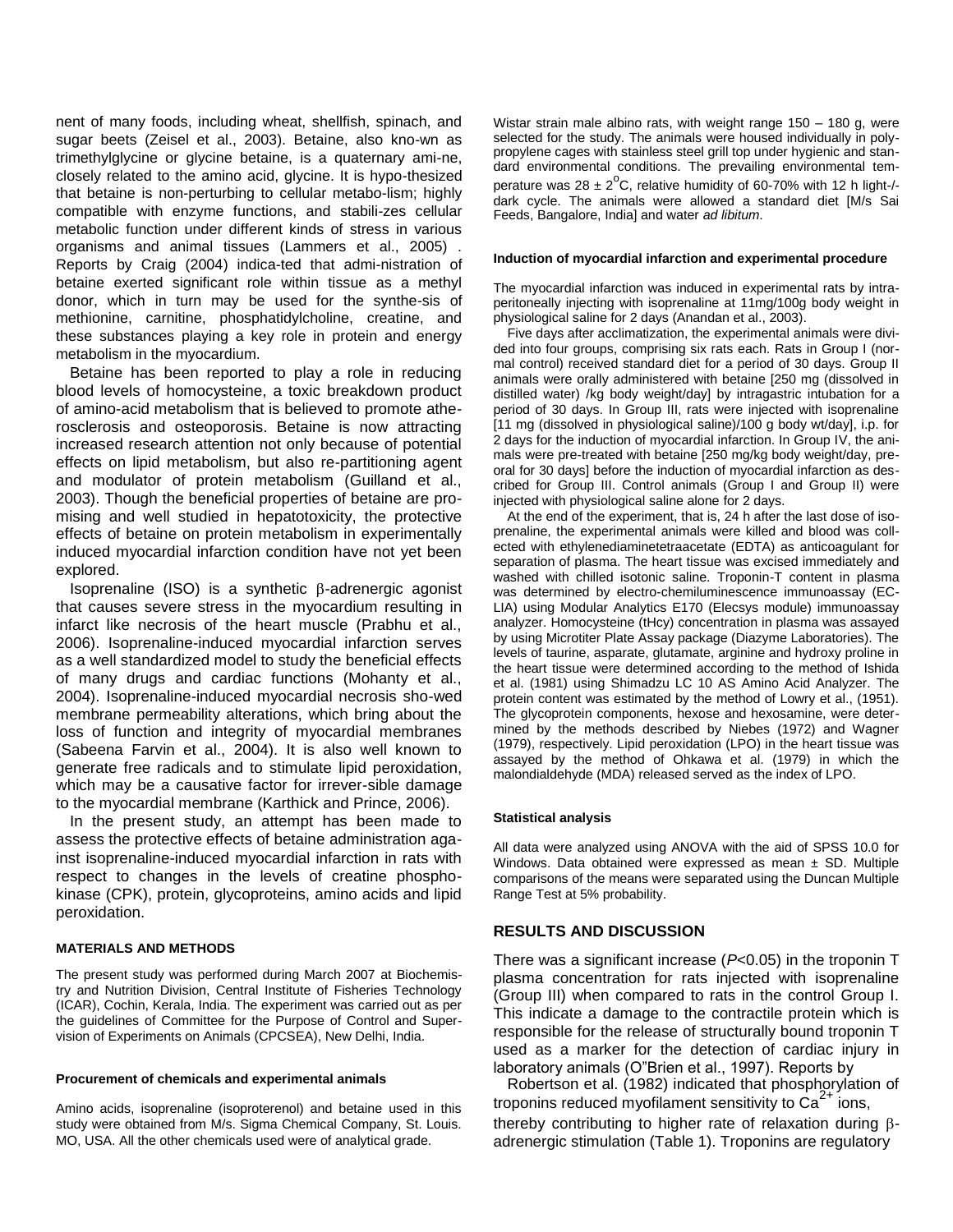nent of many foods, including wheat, shellfish, spinach, and sugar beets (Zeisel et al., 2003). Betaine, also kno-wn as trimethylglycine or glycine betaine, is a quaternary ami-ne, closely related to the amino acid, glycine. It is hypo-thesized that betaine is non-perturbing to cellular metabo-lism; highly compatible with enzyme functions, and stabili-zes cellular metabolic function under different kinds of stress in various organisms and animal tissues (Lammers et al., 2005) . Reports by Craig (2004) indica-ted that admi-nistration of betaine exerted significant role within tissue as a methyl donor, which in turn may be used for the synthe-sis of methionine, carnitine, phosphatidylcholine, creatine, and these substances playing a key role in protein and energy metabolism in the myocardium.

Betaine has been reported to play a role in reducing blood levels of homocysteine, a toxic breakdown product of amino-acid metabolism that is believed to promote athe-rosclerosis and osteoporosis. Betaine is now attracting increased research attention not only because of potential effects on lipid metabolism, but also re-partitioning agent and modulator of protein metabolism (Guilland et al., 2003). Though the beneficial properties of betaine are pro-mising and well studied in hepatotoxicity, the protective effects of betaine on protein metabolism in experimentally induced myocardial infarction condition have not yet been explored.

Isoprenaline (ISO) is a synthetic β-adrenergic agonist that causes severe stress in the myocardium resulting in infarct like necrosis of the heart muscle (Prabhu et al., 2006). Isoprenaline-induced myocardial infarction serves as a well standardized model to study the beneficial effects of many drugs and cardiac functions (Mohanty et al., 2004). Isoprenaline-induced myocardial necrosis sho-wed membrane permeability alterations, which bring about the loss of function and integrity of myocardial membranes (Sabeena Farvin et al., 2004). It is also well known to generate free radicals and to stimulate lipid peroxidation, which may be a causative factor for irrever-sible damage to the myocardial membrane (Karthick and Prince, 2006).

In the present study, an attempt has been made to assess the protective effects of betaine administration aga-inst isoprenaline-induced myocardial infarction in rats with respect to changes in the levels of creatine phospho-kinase (CPK), protein, glycoproteins, amino acids and lipid peroxidation.

## MATERIALS AND METHODS

The present study was performed during March 2007 at Biochemis-try and Nutrition Division, Central Institute of Fisheries Technology (ICAR), Cochin, Kerala, India. The experiment was carried out as per the guidelines of Committee for the Purpose of Control and Super-vision of Experiments on Animals (CPCSEA), New Delhi, India.

### Procurement of chemicals and experimental animals

Amino acids, isoprenaline (isoproterenol) and betaine used in this study were obtained from M/s. Sigma Chemical Company, St. Louis. MO, USA. All the other chemicals used were of analytical grade.

Wistar strain male albino rats, with weight range 150 – 180 g, were selected for the study. The animals were housed individually in poly-propylene cages with stainless steel grill top under hygienic and stan-dard environmental conditions. The prevailing environmental tem-perature was 28 ± 2°C, relative humidity of 60-70% with 12 h light-/-dark cycle. The animals were allowed a standard diet [M/s Sai Feeds, Bangalore, India] and water *ad libitum.*

### Induction of myocardial infarction and experimental procedure

The myocardial infarction was induced in experimental rats by intra-peritoneally injecting with isoprenaline at 11mg/100g body weight in physiological saline for 2 days (Anandan et al., 2003).

Five days after acclimatization, the experimental animals were divi-ded into four groups, comprising six rats each. Rats in Group I (nor-mal control) received standard diet for a period of 30 days. Group II animals were orally administered with betaine [250 mg (dissolved in distilled water) /kg body weight/day] by intragastric intubation for a period of 30 days. In Group III, rats were injected with isoprenaline [11 mg (dissolved in physiological saline)/100 g body wt/day], i.p. for 2 days for the induction of myocardial infarction. In Group IV, the ani-mals were pre-treated with betaine [250 mg/kg body weight/day, pre-oral for 30 days] before the induction of myocardial infarction as des-cribed for Group III. Control animals (Group I and Group II) were injected with physiological saline alone for 2 days.

At the end of the experiment, that is, 24 h after the last dose of iso-prenaline, the experimental animals were killed and blood was coll-ected with ethylenediaminetetraacetate (EDTA) as anticoagulant for separation of plasma. The heart tissue was excised immediately and washed with chilled isotonic saline. Troponin-T content in plasma was determined by electro-chemiluminescence immunoassay (EC-LIA) using Modular Analytics E170 (Elecsys module) immunoassay analyzer. Homocysteine (tHcy) concentration in plasma was assayed by using Microtiter Plate Assay package (Diazyme Laboratories). The levels of taurine, asparate, glutamate, arginine and hydroxy proline in the heart tissue were determined according to the method of Ishida et al. (1981) using Shimadzu LC 10 AS Amino Acid Analyzer. The protein content was estimated by the method of Lowry et al., (1951). The glycoprotein components, hexose and hexosamine, were deter-mined by the methods described by Niebes (1972) and Wagner (1979), respectively. Lipid peroxidation (LPO) in the heart tissue was assayed by the method of Ohkawa et al. (1979) in which the malondialdehyde (MDA) released served as the index of LPO.

### Statistical analysis

All data were analyzed using ANOVA with the aid of SPSS 10.0 for Windows. Data obtained were expressed as mean ± SD. Multiple comparisons of the means were separated using the Duncan Multiple Range Test at 5% probability.

## RESULTS AND DISCUSSION

There was a significant increase ($P<0.05$) in the troponin T plasma concentration for rats injected with isoprenaline (Group III) when compared to rats in the control Group I. This indicate a damage to the contractile protein which is responsible for the release of structurally bound troponin T used as a marker for the detection of cardiac injury in laboratory animals (O"Brien et al., 1997). Reports by

Robertson et al. (1982) indicated that phosphorylation of troponins reduced myofilament sensitivity to $Ca^{2+}$ ions, thereby contributing to higher rate of relaxation during β-adrenergic stimulation (Table 1). Troponins are regulatory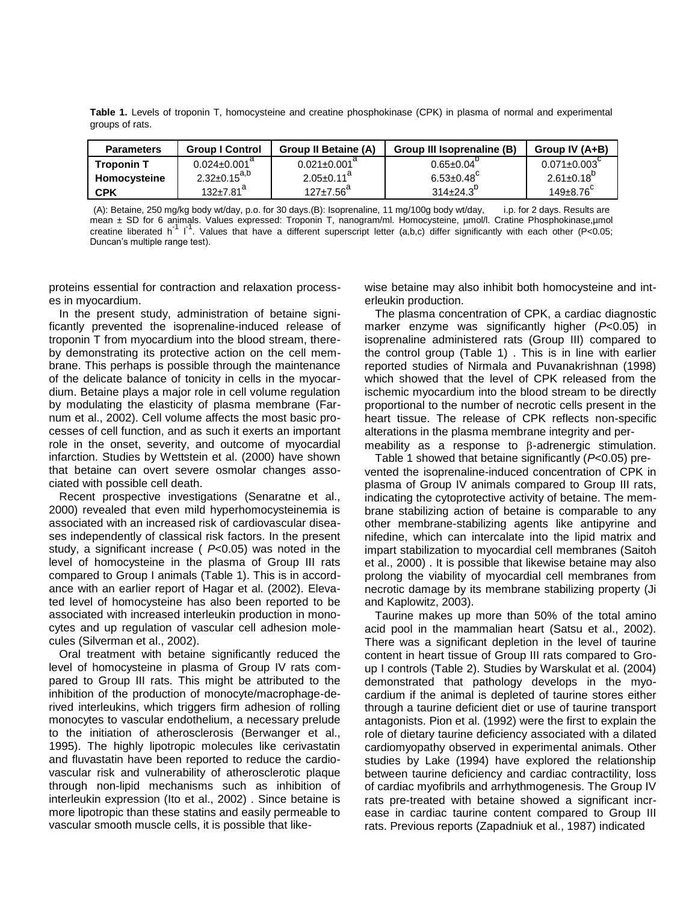**Table 1.** Levels of troponin T, homocysteine and creatine phosphokinase (CPK) in plasma of normal and experimental groups of rats.

| Parameters | Group I Control | Group II Betaine (A) | Group III Isoprenaline (B) | Group IV (A+B) |
|---|---|---|---|---|
| **Troponin T** | 0.024±0.001[a] | 0.021±0.001[a] | 0.65±0.04[b] | 0.071±0.003[c] |
| **Homocysteine** | 2.32±0.15[a,b] | 2.05±0.11[a] | 6.53±0.48[c] | 2.61±0.18[b] |
| **CPK** | 132±7.81[a] | 127±7.56[a] | 314±24.3[b] | 149±8.76[c] |

(A): Betaine, 250 mg/kg body wt/day, p.o. for 30 days.(B): Isoprenaline, 11 mg/100g body wt/day, i.p. for 2 days. Results are mean ± SD for 6 animals. Values expressed: Troponin T, nanogram/ml. Homocysteine, µmol/l. Cratine Phosphokinase,µmol creatine liberated $h^{-1}$ $l^{-1}$. Values that have a different superscript letter (a,b,c) differ significantly with each other ($P$<0.05; Duncan's multiple range test).

proteins essential for contraction and relaxation processes in myocardium.

In the present study, administration of betaine significantly prevented the isoprenaline-induced release of troponin T from myocardium into the blood stream, thereby demonstrating its protective action on the cell membrane. This perhaps is possible through the maintenance of the delicate balance of tonicity in cells in the myocardium. Betaine plays a major role in cell volume regulation by modulating the elasticity of plasma membrane (Farnum et al., 2002). Cell volume affects the most basic processes of cell function, and as such it exerts an important role in the onset, severity, and outcome of myocardial infarction. Studies by Wettstein et al. (2000) have shown that betaine can overt severe osmolar changes associated with possible cell death.

Recent prospective investigations (Senaratne et al., 2000) revealed that even mild hyperhomocysteinemia is associated with an increased risk of cardiovascular diseases independently of classical risk factors. In the present study, a significant increase ( $P$<0.05) was noted in the level of homocysteine in the plasma of Group III rats compared to Group I animals (Table 1). This is in accordance with an earlier report of Hagar et al. (2002). Elevated level of homocysteine has also been reported to be associated with increased interleukin production in monocytes and up regulation of vascular cell adhesion molecules (Silverman et al., 2002).

Oral treatment with betaine significantly reduced the level of homocysteine in plasma of Group IV rats compared to Group III rats. This might be attributed to the inhibition of the production of monocyte/macrophage-derived interleukins, which triggers firm adhesion of rolling monocytes to vascular endothelium, a necessary prelude to the initiation of atherosclerosis (Berwanger et al., 1995). The highly lipotropic molecules like cerivastatin and fluvastatin have been reported to reduce the cardiovascular risk and vulnerability of atherosclerotic plaque through non-lipid mechanisms such as inhibition of interleukin expression (Ito et al., 2002) . Since betaine is more lipotropic than these statins and easily permeable to vascular smooth muscle cells, it is possible that likewise betaine may also inhibit both homocysteine and interleukin production.

The plasma concentration of CPK, a cardiac diagnostic marker enzyme was significantly higher ($P$<0.05) in isoprenaline administered rats (Group III) compared to the control group (Table 1) . This is in line with earlier reported studies of Nirmala and Puvanakrishnan (1998) which showed that the level of CPK released from the ischemic myocardium into the blood stream to be directly proportional to the number of necrotic cells present in the heart tissue. The release of CPK reflects non-specific alterations in the plasma membrane integrity and permeability as a response to β-adrenergic stimulation.

Table 1 showed that betaine significantly ($P$<0.05) prevented the isoprenaline-induced concentration of CPK in plasma of Group IV animals compared to Group III rats, indicating the cytoprotective activity of betaine. The membrane stabilizing action of betaine is comparable to any other membrane-stabilizing agents like antipyrine and nifedine, which can intercalate into the lipid matrix and impart stabilization to myocardial cell membranes (Saitoh et al., 2000) . It is possible that likewise betaine may also prolong the viability of myocardial cell membranes from necrotic damage by its membrane stabilizing property (Ji and Kaplowitz, 2003).

Taurine makes up more than 50% of the total amino acid pool in the mammalian heart (Satsu et al., 2002). There was a significant depletion in the level of taurine content in heart tissue of Group III rats compared to Group I controls (Table 2). Studies by Warskulat et al. (2004) demonstrated that pathology develops in the myocardium if the animal is depleted of taurine stores either through a taurine deficient diet or use of taurine transport antagonists. Pion et al. (1992) were the first to explain the role of dietary taurine deficiency associated with a dilated cardiomyopathy observed in experimental animals. Other studies by Lake (1994) have explored the relationship between taurine deficiency and cardiac contractility, loss of cardiac myofibrils and arrhythmogenesis. The Group IV rats pre-treated with betaine showed a significant increase in cardiac taurine content compared to Group III rats. Previous reports (Zapadniuk et al., 1987) indicated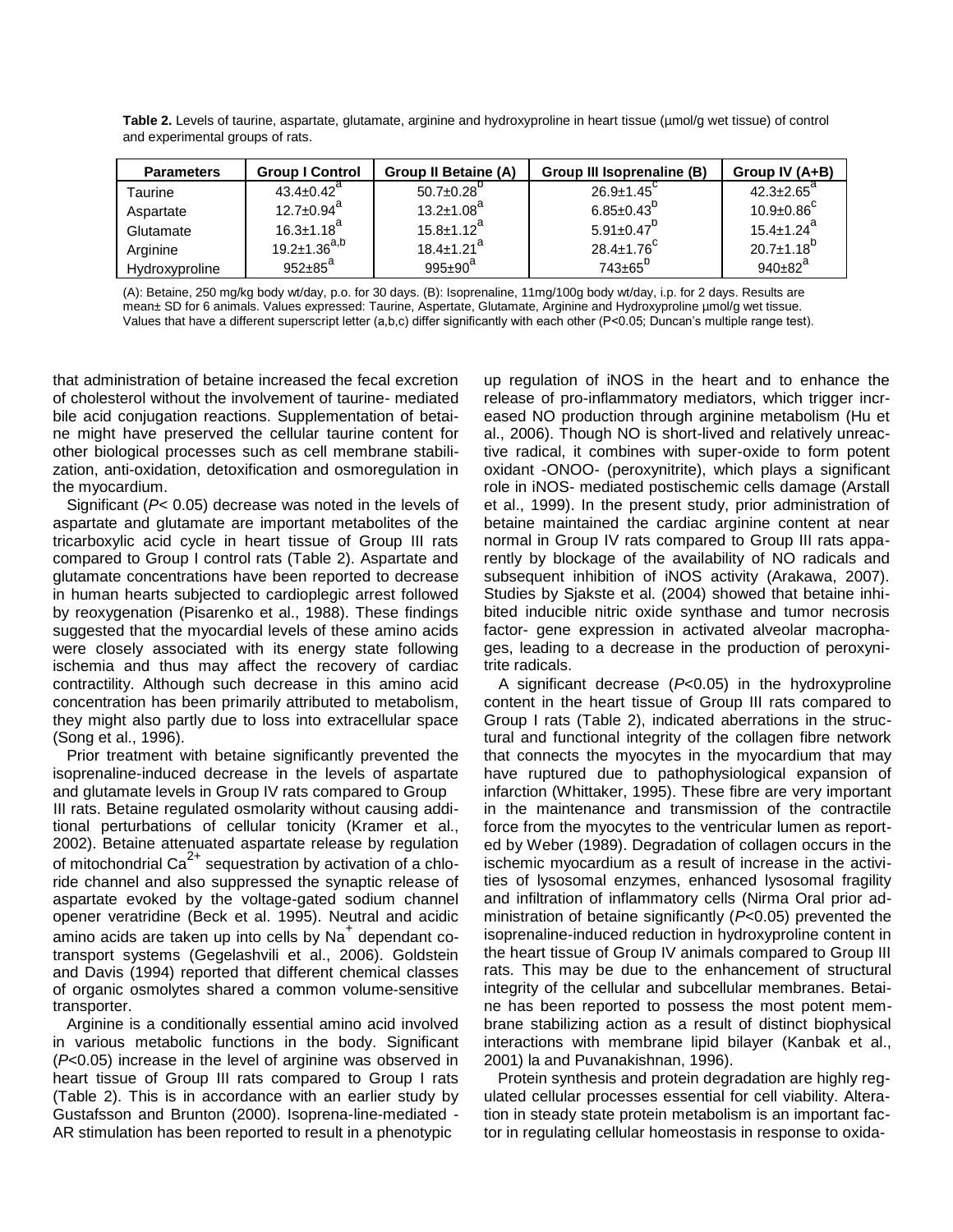**Table 2.** Levels of taurine, aspartate, glutamate, arginine and hydroxyproline in heart tissue (µmol/g wet tissue) of control and experimental groups of rats.

| Parameters | Group I Control | Group II Betaine (A) | Group III Isoprenaline (B) | Group IV (A+B) |
|---|---|---|---|---|
| Taurine | 43.4±0.42$^{a}$ | 50.7±0.28$^{b}$ | 26.9±1.45$^{c}$ | 42.3±2.65$^{a}$ |
| Aspartate | 12.7±0.94$^{a}$ | 13.2±1.08$^{a}$ | 6.85±0.43$^{b}$ | 10.9±0.86$^{c}$ |
| Glutamate | 16.3±1.18$^{a}$ | 15.8±1.12$^{a}$ | 5.91±0.47$^{b}$ | 15.4±1.24$^{a}$ |
| Arginine | 19.2±1.36$^{a,b}$ | 18.4±1.21$^{a}$ | 28.4±1.76$^{c}$ | 20.7±1.18$^{b}$ |
| Hydroxyproline | 952±85$^{a}$ | 995±90$^{a}$ | 743±65$^{b}$ | 940±82$^{a}$ |

(A): Betaine, 250 mg/kg body wt/day, p.o. for 30 days. (B): Isoprenaline, 11mg/100g body wt/day, i.p. for 2 days. Results are mean± SD for 6 animals. Values expressed: Taurine, Aspertate, Glutamate, Arginine and Hydroxyproline µmol/g wet tissue. Values that have a different superscript letter (a,b,c) differ significantly with each other (P<0.05; Duncan's multiple range test).

that administration of betaine increased the fecal excretion of cholesterol without the involvement of taurine- mediated bile acid conjugation reactions. Supplementation of betaine might have preserved the cellular taurine content for other biological processes such as cell membrane stabilization, anti-oxidation, detoxification and osmoregulation in the myocardium.

Significant (*P*< 0.05) decrease was noted in the levels of aspartate and glutamate are important metabolites of the tricarboxylic acid cycle in heart tissue of Group III rats compared to Group I control rats (Table 2). Aspartate and glutamate concentrations have been reported to decrease in human hearts subjected to cardioplegic arrest followed by reoxygenation (Pisarenko et al., 1988). These findings suggested that the myocardial levels of these amino acids were closely associated with its energy state following ischemia and thus may affect the recovery of cardiac contractility. Although such decrease in this amino acid concentration has been primarily attributed to metabolism, they might also partly due to loss into extracellular space (Song et al., 1996).

Prior treatment with betaine significantly prevented the isoprenaline-induced decrease in the levels of aspartate and glutamate levels in Group IV rats compared to Group III rats. Betaine regulated osmolarity without causing additional perturbations of cellular tonicity (Kramer et al., 2002). Betaine attenuated aspartate release by regulation of mitochondrial $Ca^{2+}$ sequestration by activation of a chloride channel and also suppressed the synaptic release of aspartate evoked by the voltage-gated sodium channel opener veratridine (Beck et al. 1995). Neutral and acidic amino acids are taken up into cells by $Na^{+}$ dependant co-transport systems (Gegelashvili et al., 2006). Goldstein and Davis (1994) reported that different chemical classes of organic osmolytes shared a common volume-sensitive transporter.

Arginine is a conditionally essential amino acid involved in various metabolic functions in the body. Significant (*P*<0.05) increase in the level of arginine was observed in heart tissue of Group III rats compared to Group I rats (Table 2). This is in accordance with an earlier study by Gustafsson and Brunton (2000). Isoprena-line-mediated -AR stimulation has been reported to result in a phenotypic up regulation of iNOS in the heart and to enhance the release of pro-inflammatory mediators, which trigger increased NO production through arginine metabolism (Hu et al., 2006). Though NO is short-lived and relatively unreactive radical, it combines with super-oxide to form potent oxidant -ONOO- (peroxynitrite), which plays a significant role in iNOS- mediated postischemic cells damage (Arstall et al., 1999). In the present study, prior administration of betaine maintained the cardiac arginine content at near normal in Group IV rats compared to Group III rats apparently by blockage of the availability of NO radicals and subsequent inhibition of iNOS activity (Arakawa, 2007). Studies by Sjakste et al. (2004) showed that betaine inhibited inducible nitric oxide synthase and tumor necrosis factor- gene expression in activated alveolar macrophages, leading to a decrease in the production of peroxynitrite radicals.

A significant decrease (*P*<0.05) in the hydroxyproline content in the heart tissue of Group III rats compared to Group I rats (Table 2), indicated aberrations in the structural and functional integrity of the collagen fibre network that connects the myocytes in the myocardium that may have ruptured due to pathophysiological expansion of infarction (Whittaker, 1995). These fibre are very important in the maintenance and transmission of the contractile force from the myocytes to the ventricular lumen as reported by Weber (1989). Degradation of collagen occurs in the ischemic myocardium as a result of increase in the activities of lysosomal enzymes, enhanced lysosomal fragility and infiltration of inflammatory cells (Nirma Oral prior administration of betaine significantly (*P*<0.05) prevented the isoprenaline-induced reduction in hydroxyproline content in the heart tissue of Group IV animals compared to Group III rats. This may be due to the enhancement of structural integrity of the cellular and subcellular membranes. Betaine has been reported to possess the most potent membrane stabilizing action as a result of distinct biophysical interactions with membrane lipid bilayer (Kanbak et al., 2001) la and Puvanakishnan, 1996).

Protein synthesis and protein degradation are highly regulated cellular processes essential for cell viability. Alteration in steady state protein metabolism is an important factor in regulating cellular homeostasis in response to oxida-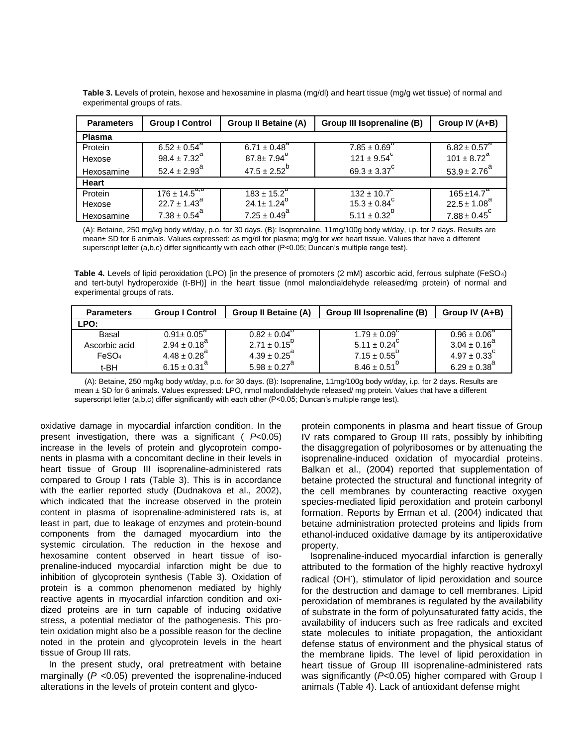**Table 3. L**evels of protein, hexose and hexosamine in plasma (mg/dl) and heart tissue (mg/g wet tissue) of normal and experimental groups of rats.

| Parameters | Group I Control | Group II Betaine (A) | Group III Isoprenaline (B) | Group IV (A+B) |
|---|---|---|---|---|
| **Plasma** | | | | |
| Protein | $6.52 \pm 0.54^{a}$ | $6.71 \pm 0.48^{a}$ | $7.85 \pm 0.69^{b}$ | $6.82 \pm 0.57^{a}$ |
| Hexose | $98.4 \pm 7.32^{a}$ | $87.8 \pm 7.94^{b}$ | $121 \pm 9.54^{c}$ | $101 \pm 8.72^{a}$ |
| Hexosamine | $52.4 \pm 2.93^{a}$ | $47.5 \pm 2.52^{b}$ | $69.3 \pm 3.37^{c}$ | $53.9 \pm 2.76^{a}$ |
| **Heart** | | | | |
| Protein | $176 \pm 14.5^{a,b}$ | $183 \pm 15.2^{b}$ | $132 \pm 10.7^{c}$ | $165 \pm 14.7^{a}$ |
| Hexose | $22.7 \pm 1.43^{a}$ | $24.1 \pm 1.24^{b}$ | $15.3 \pm 0.84^{c}$ | $22.5 \pm 1.08^{a}$ |
| Hexosamine | $7.38 \pm 0.54^{a}$ | $7.25 \pm 0.49^{a}$ | $5.11 \pm 0.32^{b}$ | $7.88 \pm 0.45^{c}$ |

(A): Betaine, 250 mg/kg body wt/day, p.o. for 30 days. (B): Isoprenaline, 11mg/100g body wt/day, i.p. for 2 days. Results are mean± SD for 6 animals. Values expressed: as mg/dl for plasma; mg/g for wet heart tissue. Values that have a different superscript letter (a,b,c) differ significantly with each other (P<0.05; Duncan's multiple range test).

**Table 4.** Levels of lipid peroxidation (LPO) [in the presence of promoters (2 mM) ascorbic acid, ferrous sulphate ($FeSO_4$) and tert-butyl hydroperoxide (t-BH)] in the heart tissue (nmol malondialdehyde released/mg protein) of normal and experimental groups of rats.

| Parameters | Group I Control | Group II Betaine (A) | Group III Isoprenaline (B) | Group IV (A+B) |
|---|---|---|---|---|
| **LPO:** | | | | |
| Basal | $0.91 \pm 0.05^{a}$ | $0.82 \pm 0.04^{b}$ | $1.79 \pm 0.09^{c}$ | $0.96 \pm 0.06^{a}$ |
| Ascorbic acid | $2.94 \pm 0.18^{a}$ | $2.71 \pm 0.15^{b}$ | $5.11 \pm 0.24^{c}$ | $3.04 \pm 0.16^{a}$ |
| $FeSO_4$ | $4.48 \pm 0.28^{a}$ | $4.39 \pm 0.25^{a}$ | $7.15 \pm 0.55^{b}$ | $4.97 \pm 0.33^{c}$ |
| t-BH | $6.15 \pm 0.31^{a}$ | $5.98 \pm 0.27^{a}$ | $8.46 \pm 0.51^{b}$ | $6.29 \pm 0.38^{a}$ |

(A): Betaine, 250 mg/kg body wt/day, p.o. for 30 days. (B): Isoprenaline, 11mg/100g body wt/day, i.p. for 2 days. Results are mean ± SD for 6 animals. Values expressed: LPO, nmol malondialdehyde released/ mg protein. Values that have a different superscript letter (a,b,c) differ significantly with each other (P<0.05; Duncan's multiple range test).

oxidative damage in myocardial infarction condition. In the present investigation, there was a significant ( $P<0.05$) increase in the levels of protein and glycoprotein components in plasma with a concomitant decline in their levels in heart tissue of Group III isoprenaline-administered rats compared to Group I rats (Table 3). This is in accordance with the earlier reported study (Dudnakova et al., 2002), which indicated that the increase observed in the protein content in plasma of isoprenaline-administered rats is, at least in part, due to leakage of enzymes and protein-bound components from the damaged myocardium into the systemic circulation. The reduction in the hexose and hexosamine content observed in heart tissue of isoprenaline-induced myocardial infarction might be due to inhibition of glycoprotein synthesis (Table 3). Oxidation of protein is a common phenomenon mediated by highly reactive agents in myocardial infarction condition and oxidized proteins are in turn capable of inducing oxidative stress, a potential mediator of the pathogenesis. This protein oxidation might also be a possible reason for the decline noted in the protein and glycoprotein levels in the heart tissue of Group III rats.

In the present study, oral pretreatment with betaine marginally ($P<0.05$) prevented the isoprenaline-induced alterations in the levels of protein content and glycoprotein components in plasma and heart tissue of Group IV rats compared to Group III rats, possibly by inhibiting the disaggregation of polyribosomes or by attenuating the isoprenaline-induced oxidation of myocardial proteins. Balkan et al., (2004) reported that supplementation of betaine protected the structural and functional integrity of the cell membranes by counteracting reactive oxygen species-mediated lipid peroxidation and protein carbonyl formation. Reports by Erman et al. (2004) indicated that betaine administration protected proteins and lipids from ethanol-induced oxidative damage by its antiperoxidative property.

Isoprenaline-induced myocardial infarction is generally attributed to the formation of the highly reactive hydroxyl radical ($OH^{\cdot}$), stimulator of lipid peroxidation and source for the destruction and damage to cell membranes. Lipid peroxidation of membranes is regulated by the availability of substrate in the form of polyunsaturated fatty acids, the availability of inducers such as free radicals and excited state molecules to initiate propagation, the antioxidant defense status of environment and the physical status of the membrane lipids. The level of lipid peroxidation in heart tissue of Group III isoprenaline-administered rats was significantly ($P<0.05$) higher compared with Group I animals (Table 4). Lack of antioxidant defense might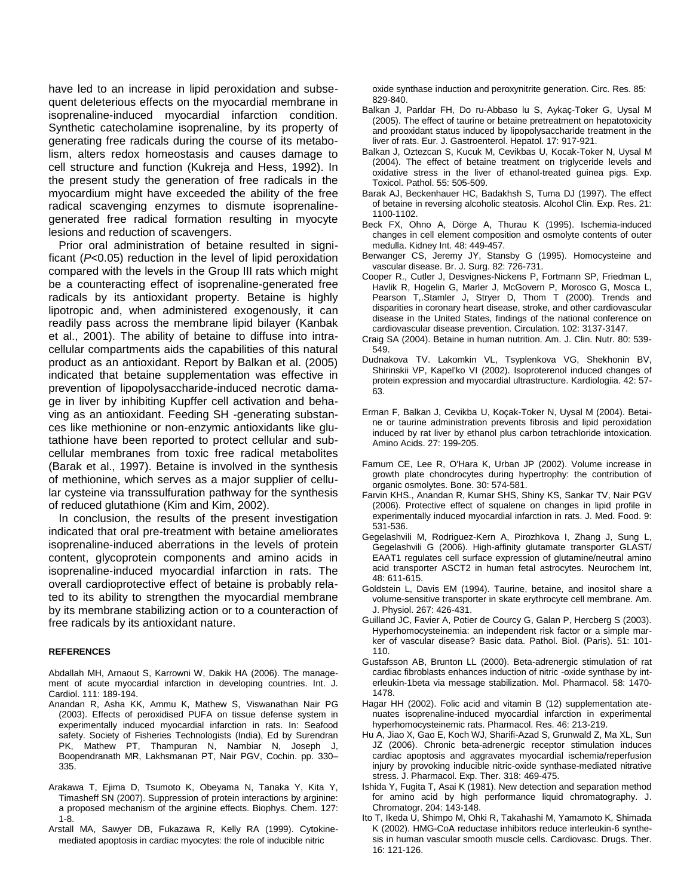have led to an increase in lipid peroxidation and subsequent deleterious effects on the myocardial membrane in isoprenaline-induced myocardial infarction condition. Synthetic catecholamine isoprenaline, by its property of generating free radicals during the course of its metabolism, alters redox homeostasis and causes damage to cell structure and function (Kukreja and Hess, 1992). In the present study the generation of free radicals in the myocardium might have exceeded the ability of the free radical scavenging enzymes to dismute isoprenaline-generated free radical formation resulting in myocyte lesions and reduction of scavengers.

Prior oral administration of betaine resulted in significant ($P<0.05$) reduction in the level of lipid peroxidation compared with the levels in the Group III rats which might be a counteracting effect of isoprenaline-generated free radicals by its antioxidant property. Betaine is highly lipotropic and, when administered exogenously, it can readily pass across the membrane lipid bilayer (Kanbak et al., 2001). The ability of betaine to diffuse into intracellular compartments aids the capabilities of this natural product as an antioxidant. Report by Balkan et al. (2005) indicated that betaine supplementation was effective in prevention of lipopolysaccharide-induced necrotic damage in liver by inhibiting Kupffer cell activation and behaving as an antioxidant. Feeding SH -generating substances like methionine or non-enzymic antioxidants like glutathione have been reported to protect cellular and subcellular membranes from toxic free radical metabolites (Barak et al., 1997). Betaine is involved in the synthesis of methionine, which serves as a major supplier of cellular cysteine via transsulfuration pathway for the synthesis of reduced glutathione (Kim and Kim, 2002).

In conclusion, the results of the present investigation indicated that oral pre-treatment with betaine ameliorates isoprenaline-induced aberrations in the levels of protein content, glycoprotein components and amino acids in isoprenaline-induced myocardial infarction in rats. The overall cardioprotective effect of betaine is probably related to its ability to strengthen the myocardial membrane by its membrane stabilizing action or to a counteraction of free radicals by its antioxidant nature.

## REFERENCES

Abdallah MH, Arnaout S, Karrowni W, Dakik HA (2006). The management of acute myocardial infarction in developing countries. Int. J. Cardiol. 111: 189-194.

Anandan R, Asha KK, Ammu K, Mathew S, Viswanathan Nair PG (2003). Effects of peroxidised PUFA on tissue defense system in experimentally induced myocardial infarction in rats. In: Seafood safety. Society of Fisheries Technologists (India), Ed by Surendran PK, Mathew PT, Thampuran N, Nambiar N, Joseph J, Boopendranath MR, Lakhsmanan PT, Nair PGV, Cochin. pp. 330–335.

Arakawa T, Ejima D, Tsumoto K, Obeyama N, Tanaka Y, Kita Y, Timasheff SN (2007). Suppression of protein interactions by arginine: a proposed mechanism of the arginine effects. Biophys. Chem. 127: 1-8.

Arstall MA, Sawyer DB, Fukazawa R, Kelly RA (1999). Cytokine-mediated apoptosis in cardiac myocytes: the role of inducible nitric oxide synthase induction and peroxynitrite generation. Circ. Res. 85: 829-840.

Balkan J, Parldar FH, Do ru-Abbaso lu S, Aykaç-Toker G, Uysal M (2005). The effect of taurine or betaine pretreatment on hepatotoxicity and prooxidant status induced by lipopolysaccharide treatment in the liver of rats. Eur. J. Gastroenterol. Hepatol. 17: 917-921.

Balkan J, Oztezcan S, Kucuk M, Cevikbas U, Kocak-Toker N, Uysal M (2004). The effect of betaine treatment on triglyceride levels and oxidative stress in the liver of ethanol-treated guinea pigs. Exp. Toxicol. Pathol. 55: 505-509.

Barak AJ, Beckenhauer HC, Badakhsh S, Tuma DJ (1997). The effect of betaine in reversing alcoholic steatosis. Alcohol Clin. Exp. Res. 21: 1100-1102.

Beck FX, Ohno A, Dörge A, Thurau K (1995). Ischemia-induced changes in cell element composition and osmolyte contents of outer medulla. Kidney Int. 48: 449-457.

Berwanger CS, Jeremy JY, Stansby G (1995). Homocysteine and vascular disease. Br. J. Surg. 82: 726-731.

Cooper R., Cutler J, Desvignes-Nickens P, Fortmann SP, Friedman L, Havlik R, Hogelin G, Marler J, McGovern P, Morosco G, Mosca L, Pearson T,.Stamler J, Stryer D, Thom T (2000). Trends and disparities in coronary heart disease, stroke, and other cardiovascular disease in the United States, findings of the national conference on cardiovascular disease prevention. Circulation. 102: 3137-3147.

Craig SA (2004). Betaine in human nutrition. Am. J. Clin. Nutr. 80: 539-549.

Dudnakova TV. Lakomkin VL, Tsyplenkova VG, Shekhonin BV, Shirinskii VP, Kapel'ko VI (2002). Isoproterenol induced changes of protein expression and myocardial ultrastructure. Kardiologiia. 42: 57-63.

Erman F, Balkan J, Cevikba U, Koçak-Toker N, Uysal M (2004). Betaine or taurine administration prevents fibrosis and lipid peroxidation induced by rat liver by ethanol plus carbon tetrachloride intoxication. Amino Acids. 27: 199-205.

Farnum CE, Lee R, O'Hara K, Urban JP (2002). Volume increase in growth plate chondrocytes during hypertrophy: the contribution of organic osmolytes. Bone. 30: 574-581.

Farvin KHS., Anandan R, Kumar SHS, Shiny KS, Sankar TV, Nair PGV (2006). Protective effect of squalene on changes in lipid profile in experimentally induced myocardial infarction in rats. J. Med. Food. 9: 531-536.

Gegelashvili M, Rodriguez-Kern A, Pirozhkova I, Zhang J, Sung L, Gegelashvili G (2006). High-affinity glutamate transporter GLAST/EAAT1 regulates cell surface expression of glutamine/neutral amino acid transporter ASCT2 in human fetal astrocytes. Neurochem Int, 48: 611-615.

Goldstein L, Davis EM (1994). Taurine, betaine, and inositol share a volume-sensitive transporter in skate erythrocyte cell membrane. Am. J. Physiol. 267: 426-431.

Guilland JC, Favier A, Potier de Courcy G, Galan P, Hercberg S (2003). Hyperhomocysteinemia: an independent risk factor or a simple marker of vascular disease? Basic data. Pathol. Biol. (Paris). 51: 101-110.

Gustafsson AB, Brunton LL (2000). Beta-adrenergic stimulation of rat cardiac fibroblasts enhances induction of nitric -oxide synthase by interleukin-1beta via message stabilization. Mol. Pharmacol. 58: 1470-1478.

Hagar HH (2002). Folic acid and vitamin B (12) supplementation atenuates isoprenaline-induced myocardial infarction in experimental hyperhomocysteinemic rats. Pharmacol. Res. 46: 213-219.

Hu A, Jiao X, Gao E, Koch WJ, Sharifi-Azad S, Grunwald Z, Ma XL, Sun JZ (2006). Chronic beta-adrenergic receptor stimulation induces cardiac apoptosis and aggravates myocardial ischemia/reperfusion injury by provoking inducible nitric-oxide synthase-mediated nitrative stress. J. Pharmacol. Exp. Ther. 318: 469-475.

Ishida Y, Fugita T, Asai K (1981). New detection and separation method for amino acid by high performance liquid chromatography. J. Chromatogr. 204: 143-148.

Ito T, Ikeda U, Shimpo M, Ohki R, Takahashi M, Yamamoto K, Shimada K (2002). HMG-CoA reductase inhibitors reduce interleukin-6 synthesis in human vascular smooth muscle cells. Cardiovasc. Drugs. Ther. 16: 121-126.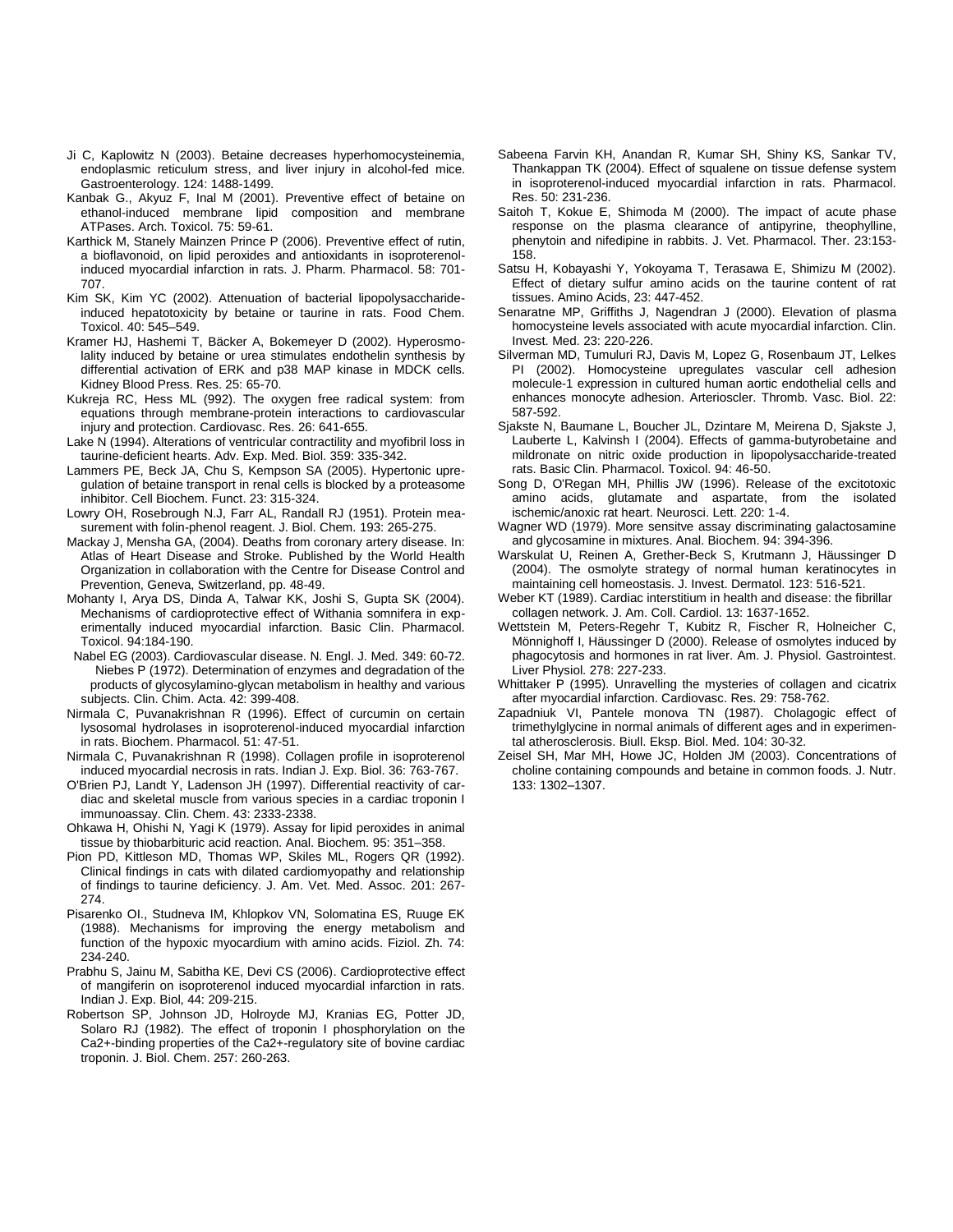Ji C, Kaplowitz N (2003). Betaine decreases hyperhomocysteinemia, endoplasmic reticulum stress, and liver injury in alcohol-fed mice. Gastroenterology. 124: 1488-1499.

Kanbak G., Akyuz F, Inal M (2001). Preventive effect of betaine on ethanol-induced membrane lipid composition and membrane ATPases. Arch. Toxicol. 75: 59-61.

Karthick M, Stanely Mainzen Prince P (2006). Preventive effect of rutin, a bioflavonoid, on lipid peroxides and antioxidants in isoproterenol-induced myocardial infarction in rats. J. Pharm. Pharmacol. 58: 701-707.

Kim SK, Kim YC (2002). Attenuation of bacterial lipopolysaccharide-induced hepatotoxicity by betaine or taurine in rats. Food Chem. Toxicol. 40: 545–549.

Kramer HJ, Hashemi T, Bäcker A, Bokemeyer D (2002). Hyperosmolality induced by betaine or urea stimulates endothelin synthesis by differential activation of ERK and p38 MAP kinase in MDCK cells. Kidney Blood Press. Res. 25: 65-70.

Kukreja RC, Hess ML (992). The oxygen free radical system: from equations through membrane-protein interactions to cardiovascular injury and protection. Cardiovasc. Res. 26: 641-655.

Lake N (1994). Alterations of ventricular contractility and myofibril loss in taurine-deficient hearts. Adv. Exp. Med. Biol. 359: 335-342.

Lammers PE, Beck JA, Chu S, Kempson SA (2005). Hypertonic upregulation of betaine transport in renal cells is blocked by a proteasome inhibitor. Cell Biochem. Funct. 23: 315-324.

Lowry OH, Rosebrough N.J, Farr AL, Randall RJ (1951). Protein measurement with folin-phenol reagent. J. Biol. Chem. 193: 265-275.

Mackay J, Mensha GA, (2004). Deaths from coronary artery disease. In: Atlas of Heart Disease and Stroke. Published by the World Health Organization in collaboration with the Centre for Disease Control and Prevention, Geneva, Switzerland, pp. 48-49.

Mohanty I, Arya DS, Dinda A, Talwar KK, Joshi S, Gupta SK (2004). Mechanisms of cardioprotective effect of Withania somnifera in experimentally induced myocardial infarction. Basic Clin. Pharmacol. Toxicol. 94:184-190.

Nabel EG (2003). Cardiovascular disease. N. Engl. J. Med. 349: 60-72.

Niebes P (1972). Determination of enzymes and degradation of the products of glycosylamino-glycan metabolism in healthy and various subjects. Clin. Chim. Acta. 42: 399-408.

Nirmala C, Puvanakrishnan R (1996). Effect of curcumin on certain lysosomal hydrolases in isoproterenol-induced myocardial infarction in rats. Biochem. Pharmacol. 51: 47-51.

Nirmala C, Puvanakrishnan R (1998). Collagen profile in isoproterenol induced myocardial necrosis in rats. Indian J. Exp. Biol. 36: 763-767.

O'Brien PJ, Landt Y, Ladenson JH (1997). Differential reactivity of cardiac and skeletal muscle from various species in a cardiac troponin I immunoassay. Clin. Chem. 43: 2333-2338.

Ohkawa H, Ohishi N, Yagi K (1979). Assay for lipid peroxides in animal tissue by thiobarbituric acid reaction. Anal. Biochem. 95: 351–358.

Pion PD, Kittleson MD, Thomas WP, Skiles ML, Rogers QR (1992). Clinical findings in cats with dilated cardiomyopathy and relationship of findings to taurine deficiency. J. Am. Vet. Med. Assoc. 201: 267-274.

Pisarenko OI., Studneva IM, Khlopkov VN, Solomatina ES, Ruuge EK (1988). Mechanisms for improving the energy metabolism and function of the hypoxic myocardium with amino acids. Fiziol. Zh. 74: 234-240.

Prabhu S, Jainu M, Sabitha KE, Devi CS (2006). Cardioprotective effect of mangiferin on isoproterenol induced myocardial infarction in rats. Indian J. Exp. Biol, 44: 209-215.

Robertson SP, Johnson JD, Holroyde MJ, Kranias EG, Potter JD, Solaro RJ (1982). The effect of troponin I phosphorylation on the Ca2+-binding properties of the Ca2+-regulatory site of bovine cardiac troponin. J. Biol. Chem. 257: 260-263.

Sabeena Farvin KH, Anandan R, Kumar SH, Shiny KS, Sankar TV, Thankappan TK (2004). Effect of squalene on tissue defense system in isoproterenol-induced myocardial infarction in rats. Pharmacol. Res. 50: 231-236.

Saitoh T, Kokue E, Shimoda M (2000). The impact of acute phase response on the plasma clearance of antipyrine, theophylline, phenytoin and nifedipine in rabbits. J. Vet. Pharmacol. Ther. 23:153-158.

Satsu H, Kobayashi Y, Yokoyama T, Terasawa E, Shimizu M (2002). Effect of dietary sulfur amino acids on the taurine content of rat tissues. Amino Acids, 23: 447-452.

Senaratne MP, Griffiths J, Nagendran J (2000). Elevation of plasma homocysteine levels associated with acute myocardial infarction. Clin. Invest. Med. 23: 220-226.

Silverman MD, Tumuluri RJ, Davis M, Lopez G, Rosenbaum JT, Lelkes PI (2002). Homocysteine upregulates vascular cell adhesion molecule-1 expression in cultured human aortic endothelial cells and enhances monocyte adhesion. Arterioscler. Thromb. Vasc. Biol. 22: 587-592.

Sjakste N, Baumane L, Boucher JL, Dzintare M, Meirena D, Sjakste J, Lauberte L, Kalvinsh I (2004). Effects of gamma-butyrobetaine and mildronate on nitric oxide production in lipopolysaccharide-treated rats. Basic Clin. Pharmacol. Toxicol. 94: 46-50.

Song D, O'Regan MH, Phillis JW (1996). Release of the excitotoxic amino acids, glutamate and aspartate, from the isolated ischemic/anoxic rat heart. Neurosci. Lett. 220: 1-4.

Wagner WD (1979). More sensitve assay discriminating galactosamine and glycosamine in mixtures. Anal. Biochem. 94: 394-396.

Warskulat U, Reinen A, Grether-Beck S, Krutmann J, Häussinger D (2004). The osmolyte strategy of normal human keratinocytes in maintaining cell homeostasis. J. Invest. Dermatol. 123: 516-521.

Weber KT (1989). Cardiac interstitium in health and disease: the fibrillar collagen network. J. Am. Coll. Cardiol. 13: 1637-1652.

Wettstein M, Peters-Regehr T, Kubitz R, Fischer R, Holneicher C, Mönnighoff I, Häussinger D (2000). Release of osmolytes induced by phagocytosis and hormones in rat liver. Am. J. Physiol. Gastrointest. Liver Physiol. 278: 227-233.

Whittaker P (1995). Unravelling the mysteries of collagen and cicatrix after myocardial infarction. Cardiovasc. Res. 29: 758-762.

Zapadniuk VI, Pantele monova TN (1987). Cholagogic effect of trimethylglycine in normal animals of different ages and in experimental atherosclerosis. Biull. Eksp. Biol. Med. 104: 30-32.

Zeisel SH, Mar MH, Howe JC, Holden JM (2003). Concentrations of choline containing compounds and betaine in common foods. J. Nutr. 133: 1302–1307.